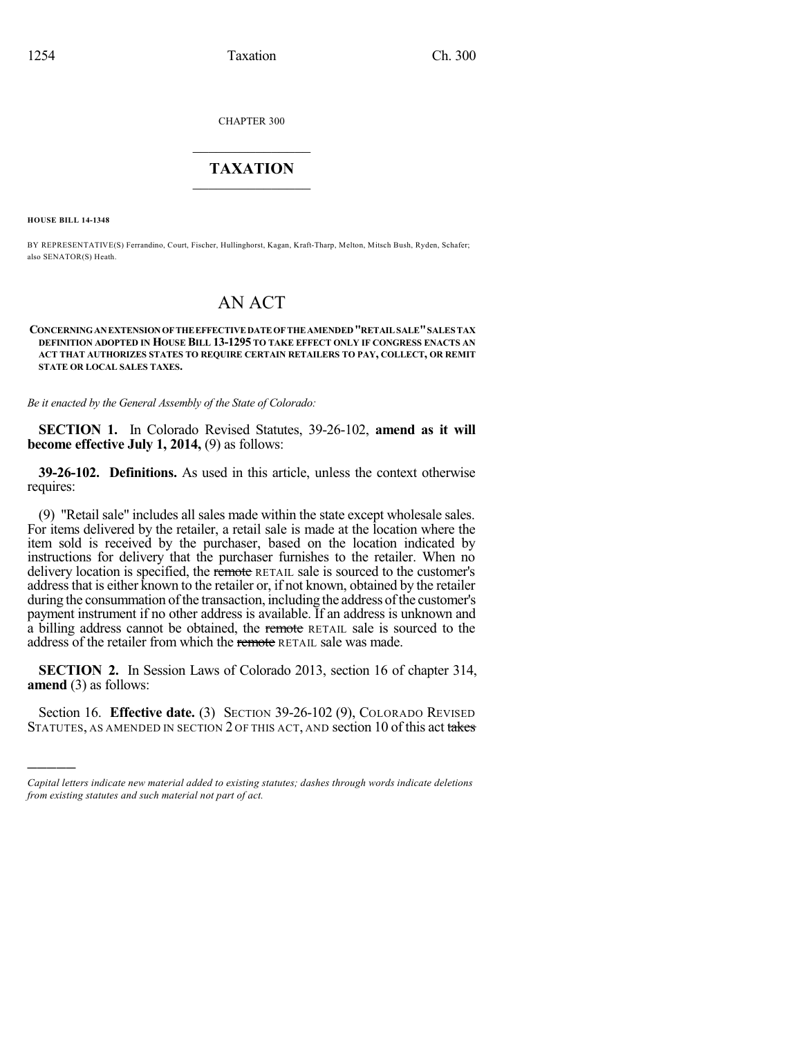CHAPTER 300

## TAXATION

**HOUSE BILL 14-1348**

BY REPRESENTATIVE(S) Ferrandino, Court, Fischer, Hullinghorst, Kagan, Kraft-Tharp, Melton, Mitsch Bush, Ryden, Schafer; also SENATOR(S) Heath.

# AN ACT

**CONCERNING AN EXTENSION OF THE EFFECTIVE DATE OF THE AMENDED "RETAIL SALE" SALES TAX DEFINITION ADOPTED IN HOUSE BILL 13-1295 TO TAKE EFFECT ONLY IF CONGRESS ENACTS AN ACT THAT AUTHORIZES STATES TO REQUIRE CERTAIN RETAILERS TO PAY, COLLECT, OR REMIT STATE OR LOCAL SALES TAXES.**

*Be it enacted by the General Assembly of the State of Colorado:*

**SECTION 1.** In Colorado Revised Statutes, 39-26-102, **amend as it will become effective July 1, 2014,** (9) as follows:

**39-26-102. Definitions.** As used in this article, unless the context otherwise requires:

(9) "Retail sale" includes all sales made within the state except wholesale sales. For items delivered by the retailer, a retail sale is made at the location where the item sold is received by the purchaser, based on the location indicated by instructions for delivery that the purchaser furnishes to the retailer. When no delivery location is specified, the ~~remote~~ RETAIL sale is sourced to the customer's address that is either known to the retailer or, if not known, obtained by the retailer during the consummation of the transaction, including the address of the customer's payment instrument if no other address is available. If an address is unknown and a billing address cannot be obtained, the ~~remote~~ RETAIL sale is sourced to the address of the retailer from which the ~~remote~~ RETAIL sale was made.

**SECTION 2.** In Session Laws of Colorado 2013, section 16 of chapter 314, **amend** (3) as follows:

Section 16. **Effective date.** (3) SECTION 39-26-102 (9), COLORADO REVISED STATUTES, AS AMENDED IN SECTION 2 OF THIS ACT, AND section 10 of this act ~~takes~~

---

*Capital letters indicate new material added to existing statutes; dashes through words indicate deletions from existing statutes and such material not part of act.*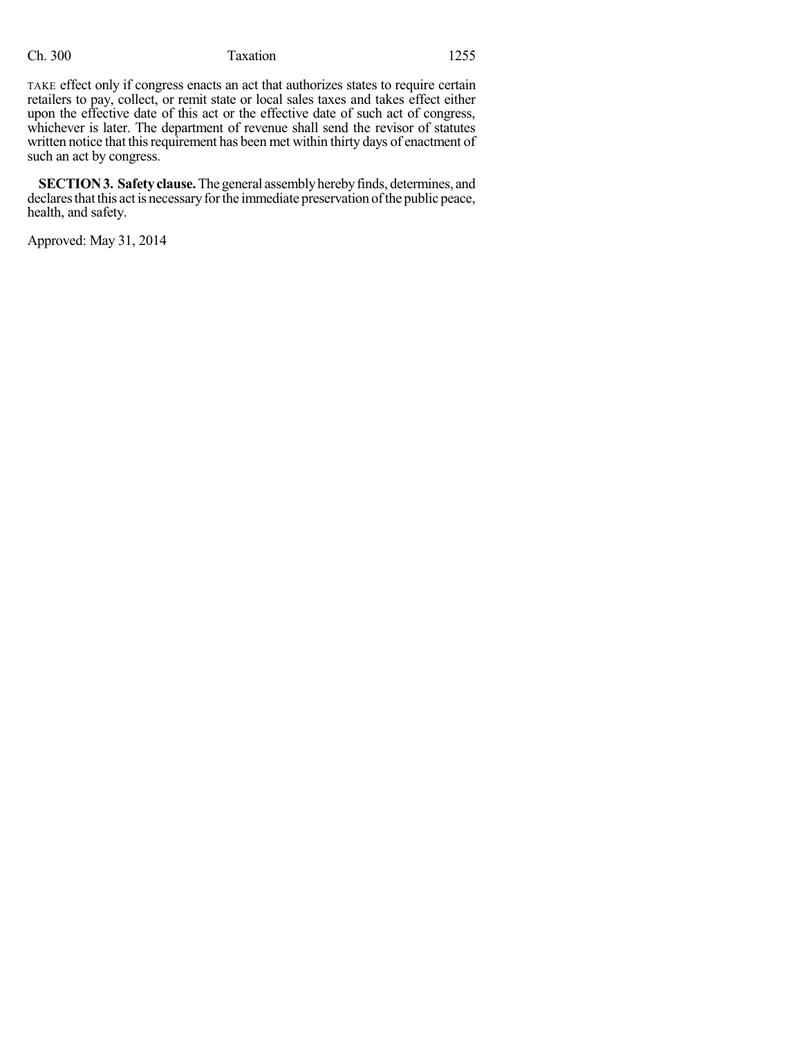TAKE effect only if congress enacts an act that authorizes states to require certain retailers to pay, collect, or remit state or local sales taxes and takes effect either upon the effective date of this act or the effective date of such act of congress, whichever is later. The department of revenue shall send the revisor of statutes written notice that this requirement has been met within thirty days of enactment of such an act by congress.

**SECTION 3. Safety clause.** The general assembly hereby finds, determines, and declares that this act is necessary for the immediate preservation of the public peace, health, and safety.

Approved: May 31, 2014